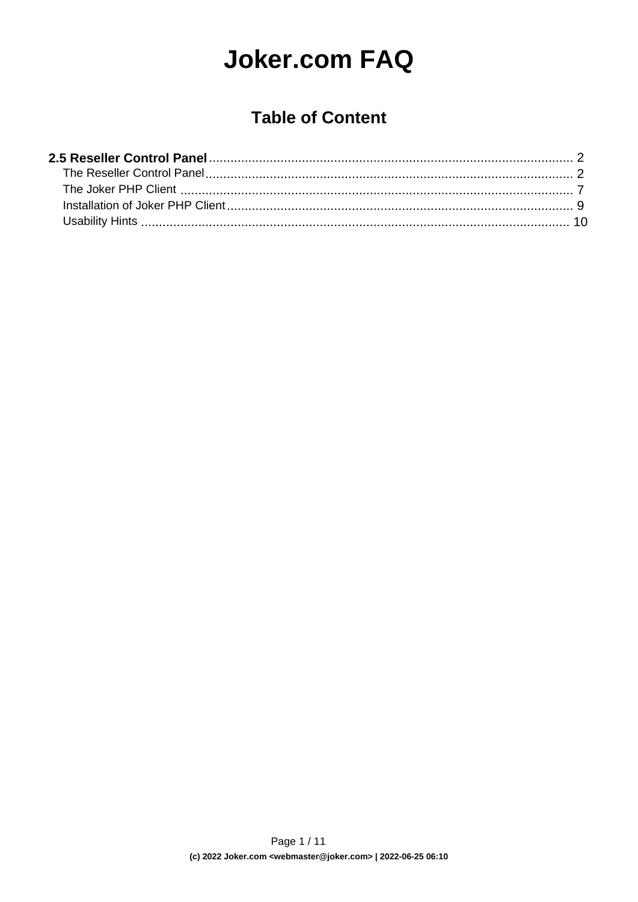# Joker.com FAQ

## Table of Content

**2.5 Reseller Control Panel** ........................................................................................ 2

- The Reseller Control Panel ........................................................................................ 2
- The Joker PHP Client ................................................................................................ 7
- Installation of Joker PHP Client .................................................................................. 9
- Usability Hints ........................................................................................................ 10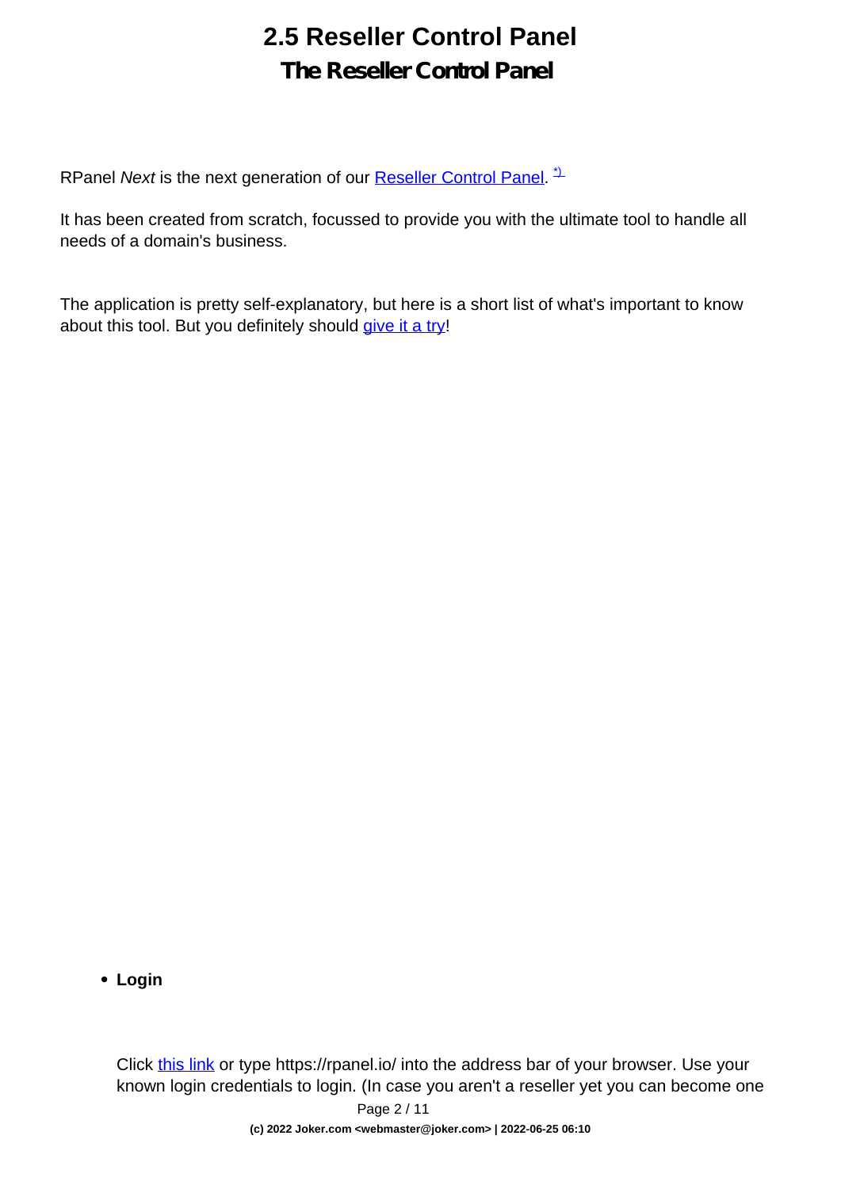# 2.5 Reseller Control Panel

## The Reseller Control Panel

RPanel *Next* is the next generation of our Reseller Control Panel. [*)]

It has been created from scratch, focussed to provide you with the ultimate tool to handle all needs of a domain's business.

The application is pretty self-explanatory, but here is a short list of what's important to know about this tool. But you definitely should give it a try!

- **Login**

  Click this link or type https://rpanel.io/ into the address bar of your browser. Use your known login credentials to login. (In case you aren't a reseller yet you can become one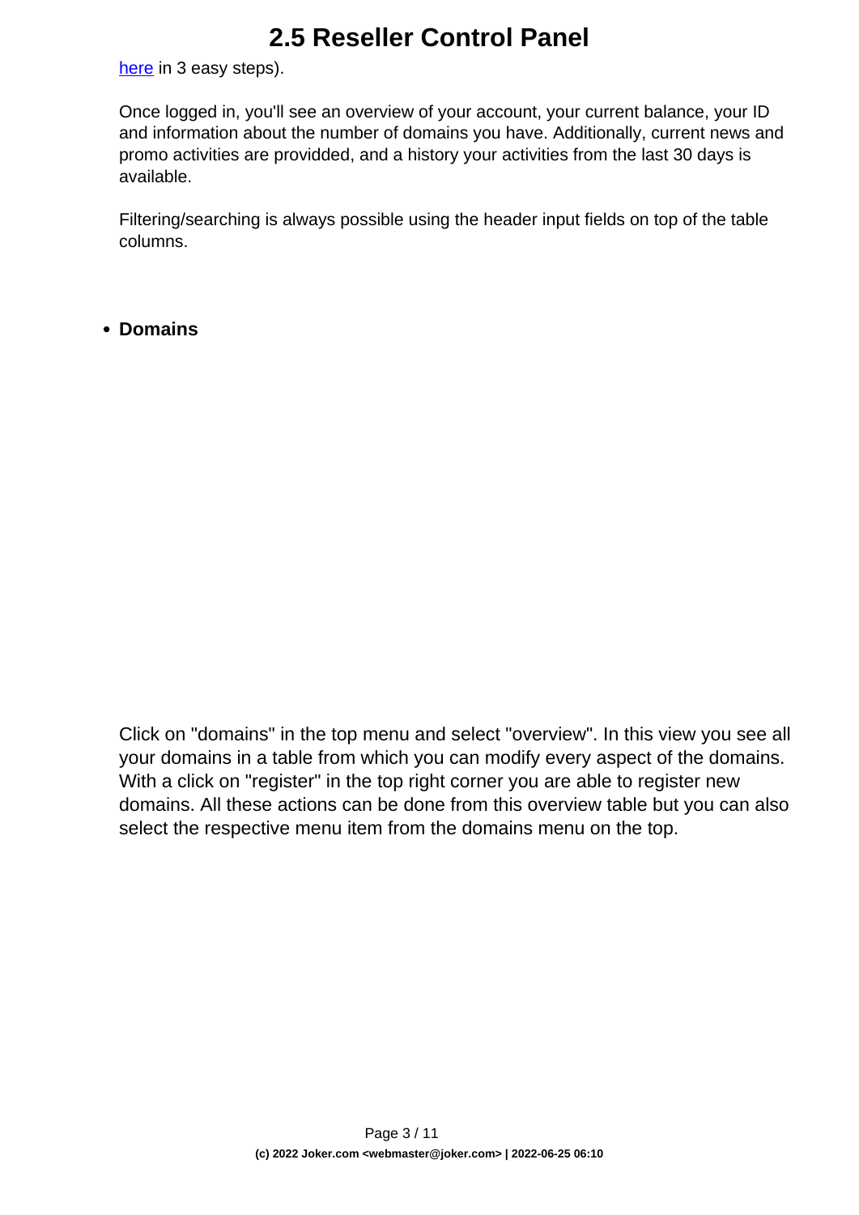here in 3 easy steps).

Once logged in, you'll see an overview of your account, your current balance, your ID and information about the number of domains you have. Additionally, current news and promo activities are providded, and a history your activities from the last 30 days is available.

Filtering/searching is always possible using the header input fields on top of the table columns.

- **Domains**

Click on "domains" in the top menu and select "overview". In this view you see all your domains in a table from which you can modify every aspect of the domains. With a click on "register" in the top right corner you are able to register new domains. All these actions can be done from this overview table but you can also select the respective menu item from the domains menu on the top.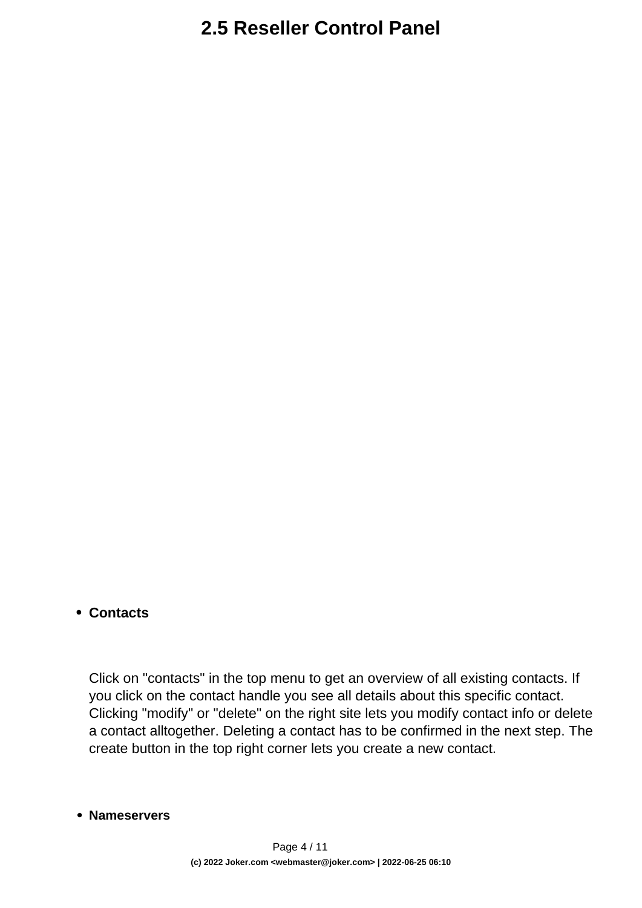# 2.5 Reseller Control Panel

- **Contacts**

  Click on "contacts" in the top menu to get an overview of all existing contacts. If you click on the contact handle you see all details about this specific contact. Clicking "modify" or "delete" on the right site lets you modify contact info or delete a contact alltogether. Deleting a contact has to be confirmed in the next step. The create button in the top right corner lets you create a new contact.

- **Nameservers**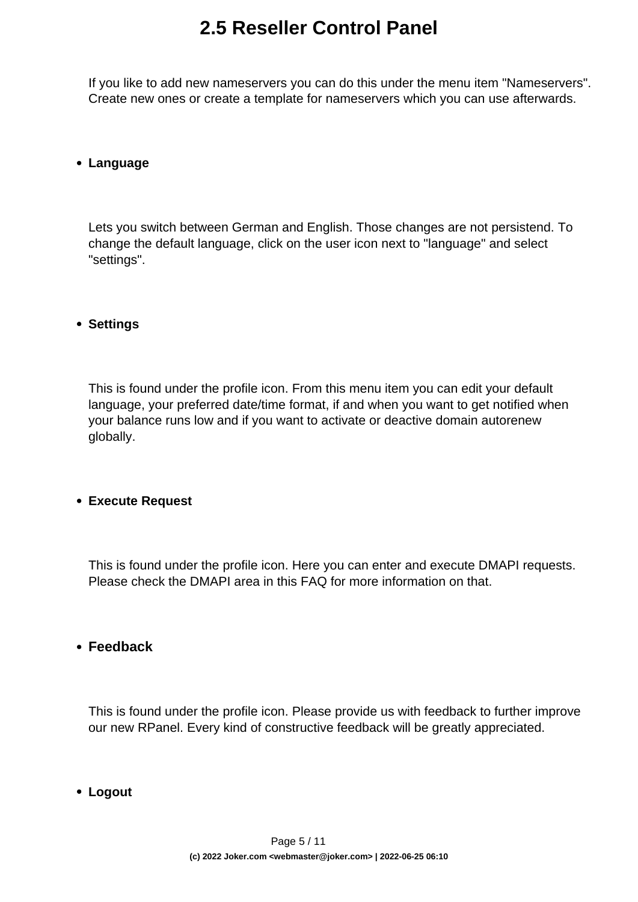# 2.5 Reseller Control Panel

If you like to add new nameservers you can do this under the menu item "Nameservers". Create new ones or create a template for nameservers which you can use afterwards.

- **Language**

  Lets you switch between German and English. Those changes are not persistend. To change the default language, click on the user icon next to "language" and select "settings".

- **Settings**

  This is found under the profile icon. From this menu item you can edit your default language, your preferred date/time format, if and when you want to get notified when your balance runs low and if you want to activate or deactive domain autorenew globally.

- **Execute Request**

  This is found under the profile icon. Here you can enter and execute DMAPI requests. Please check the DMAPI area in this FAQ for more information on that.

- **Feedback**

  This is found under the profile icon. Please provide us with feedback to further improve our new RPanel. Every kind of constructive feedback will be greatly appreciated.

- **Logout**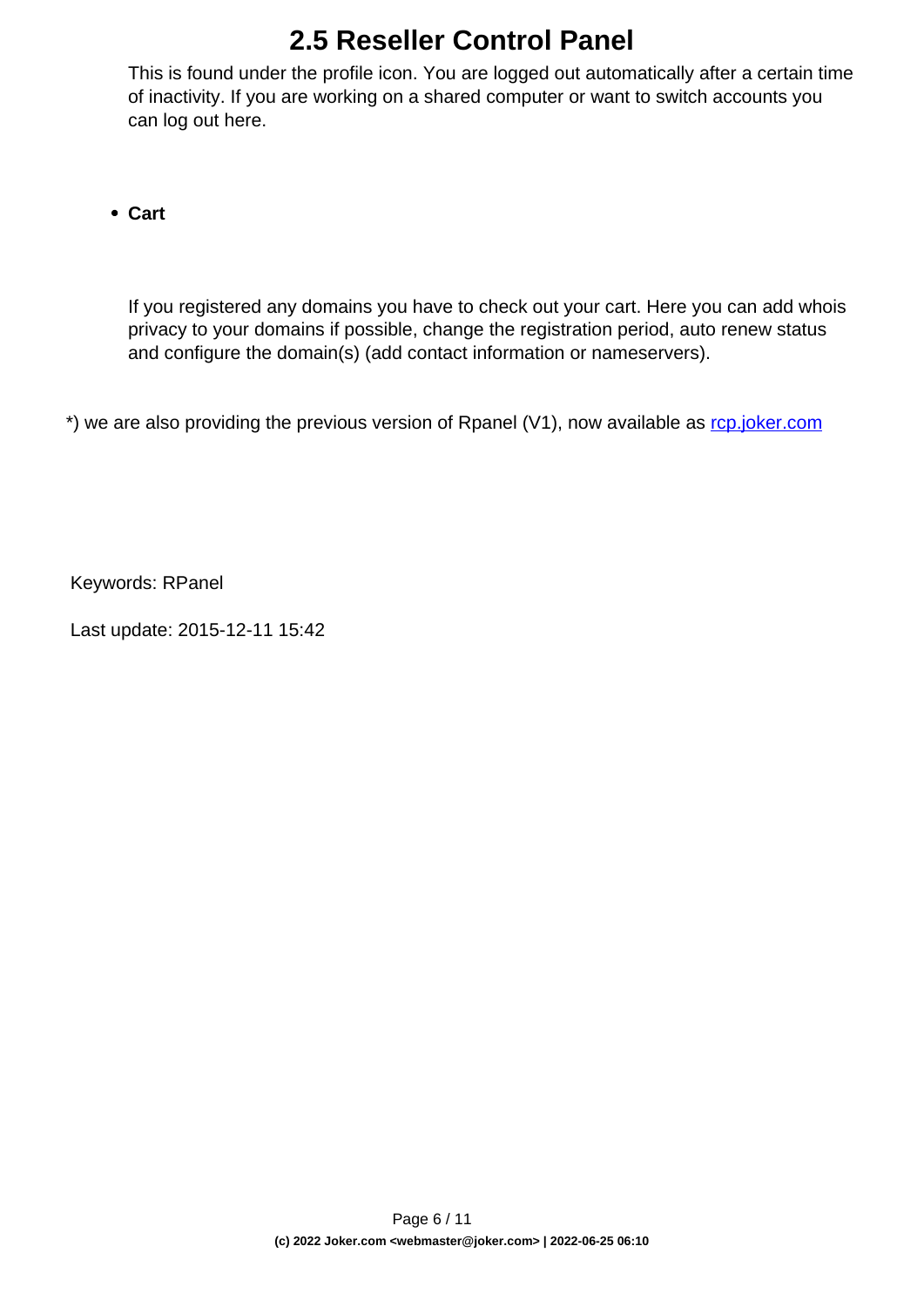# 2.5 Reseller Control Panel

This is found under the profile icon. You are logged out automatically after a certain time of inactivity. If you are working on a shared computer or want to switch accounts you can log out here.

- **Cart**

If you registered any domains you have to check out your cart. Here you can add whois privacy to your domains if possible, change the registration period, auto renew status and configure the domain(s) (add contact information or nameservers).

*) we are also providing the previous version of Rpanel (V1), now available as [rcp.joker.com](rcp.joker.com)

Keywords: RPanel

Last update: 2015-12-11 15:42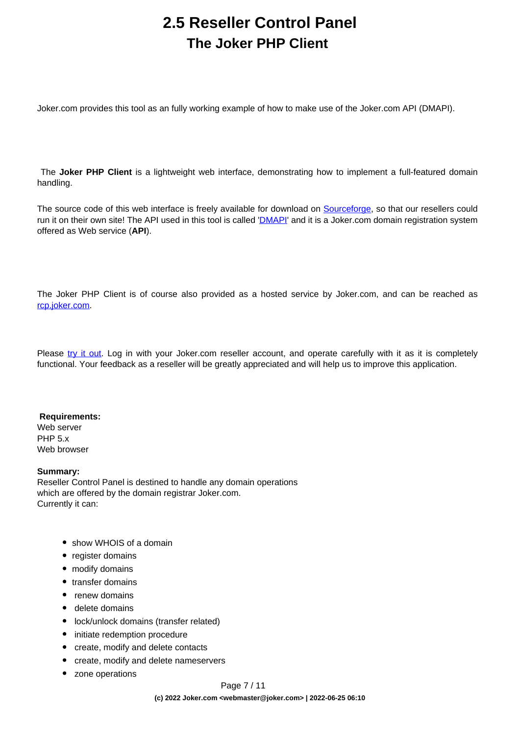# 2.5 Reseller Control Panel

## The Joker PHP Client

Joker.com provides this tool as an fully working example of how to make use of the Joker.com API (DMAPI).

The **Joker PHP Client** is a lightweight web interface, demonstrating how to implement a full-featured domain handling.

The source code of this web interface is freely available for download on [Sourceforge](), so that our resellers could run it on their own site! The API used in this tool is called '[DMAPI]()' and it is a Joker.com domain registration system offered as Web service (**API**).

The Joker PHP Client is of course also provided as a hosted service by Joker.com, and can be reached as [rcp.joker.com]().

Please [try it out](). Log in with your Joker.com reseller account, and operate carefully with it as it is completely functional. Your feedback as a reseller will be greatly appreciated and will help us to improve this application.

**Requirements:**
Web server
PHP 5.x
Web browser

**Summary:**
Reseller Control Panel is destined to handle any domain operations which are offered by the domain registrar Joker.com.
Currently it can:

- show WHOIS of a domain
- register domains
- modify domains
- transfer domains
- renew domains
- delete domains
- lock/unlock domains (transfer related)
- initiate redemption procedure
- create, modify and delete contacts
- create, modify and delete nameservers
- zone operations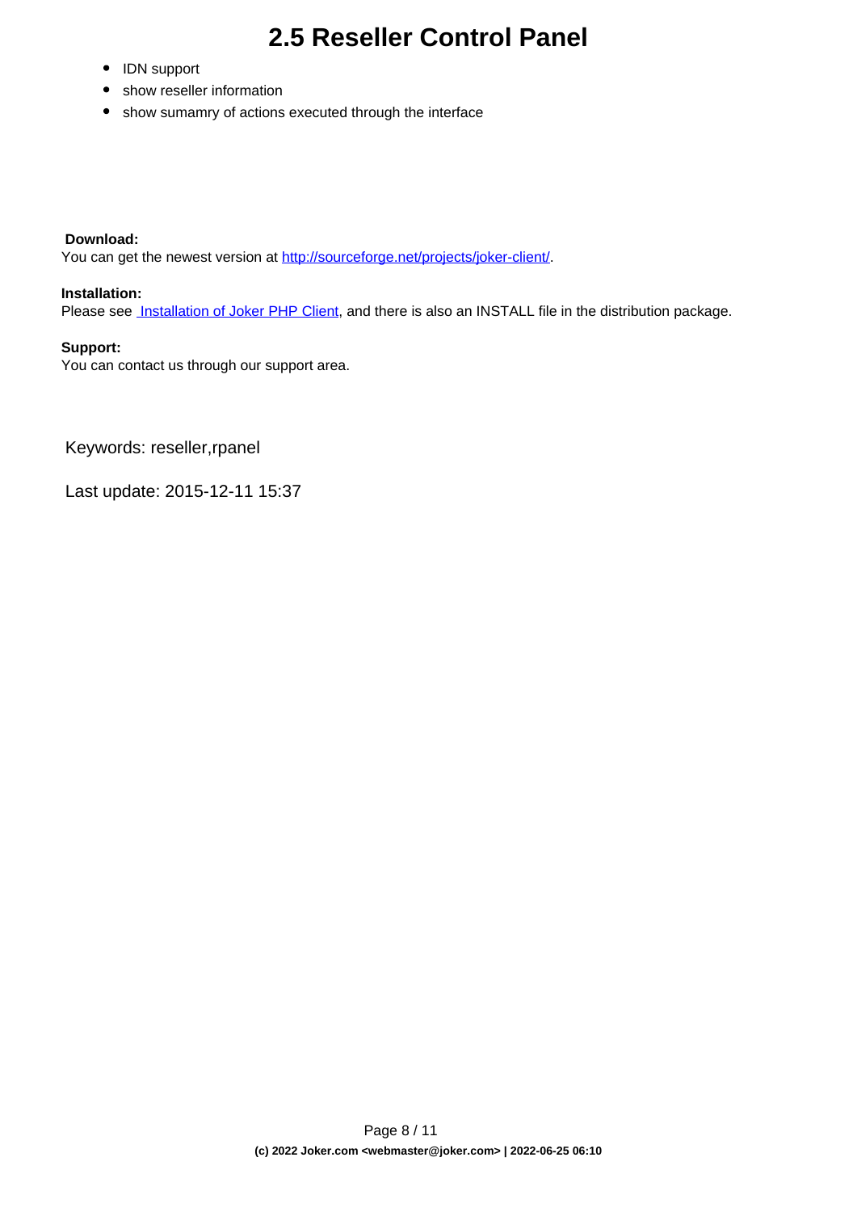# 2.5 Reseller Control Panel

- IDN support
- show reseller information
- show sumamry of actions executed through the interface

**Download:**
You can get the newest version at [http://sourceforge.net/projects/joker-client/](http://sourceforge.net/projects/joker-client/).

**Installation:**
Please see [Installation of Joker PHP Client](), and there is also an INSTALL file in the distribution package.

**Support:**
You can contact us through our support area.

Keywords: reseller,rpanel

Last update: 2015-12-11 15:37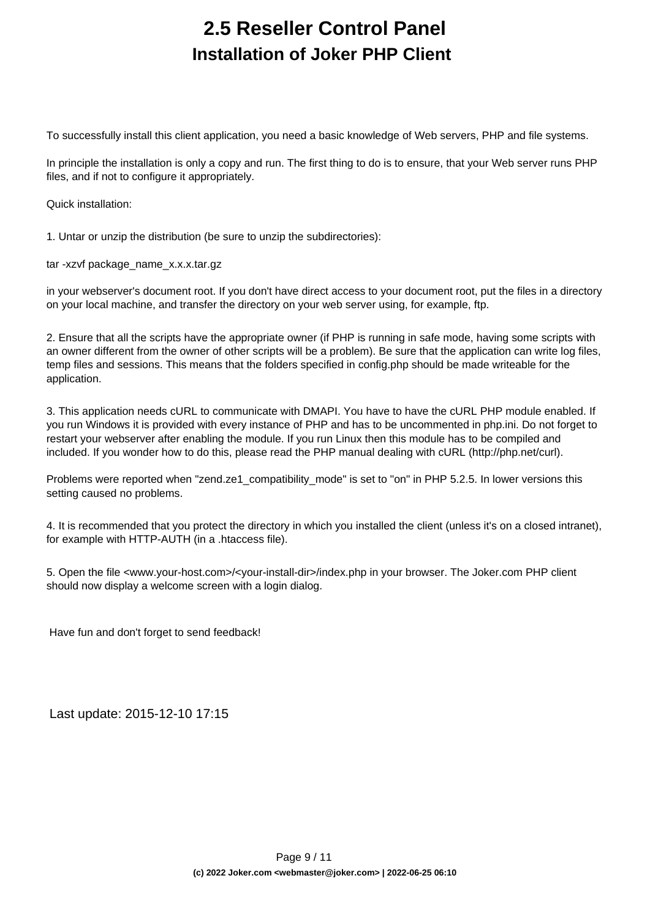# 2.5 Reseller Control Panel

## Installation of Joker PHP Client

To successfully install this client application, you need a basic knowledge of Web servers, PHP and file systems.

In principle the installation is only a copy and run. The first thing to do is to ensure, that your Web server runs PHP files, and if not to configure it appropriately.

Quick installation:

1. Untar or unzip the distribution (be sure to unzip the subdirectories):

```
tar -xzvf package_name_x.x.x.tar.gz
```

in your webserver's document root. If you don't have direct access to your document root, put the files in a directory on your local machine, and transfer the directory on your web server using, for example, ftp.

2. Ensure that all the scripts have the appropriate owner (if PHP is running in safe mode, having some scripts with an owner different from the owner of other scripts will be a problem). Be sure that the application can write log files, temp files and sessions. This means that the folders specified in config.php should be made writeable for the application.

3. This application needs cURL to communicate with DMAPI. You have to have the cURL PHP module enabled. If you run Windows it is provided with every instance of PHP and has to be uncommented in php.ini. Do not forget to restart your webserver after enabling the module. If you run Linux then this module has to be compiled and included. If you wonder how to do this, please read the PHP manual dealing with cURL (http://php.net/curl).

Problems were reported when "zend.ze1_compatibility_mode" is set to "on" in PHP 5.2.5. In lower versions this setting caused no problems.

4. It is recommended that you protect the directory in which you installed the client (unless it's on a closed intranet), for example with HTTP-AUTH (in a .htaccess file).

5. Open the file <www.your-host.com>/<your-install-dir>/index.php in your browser. The Joker.com PHP client should now display a welcome screen with a login dialog.

Have fun and don't forget to send feedback!

Last update: 2015-12-10 17:15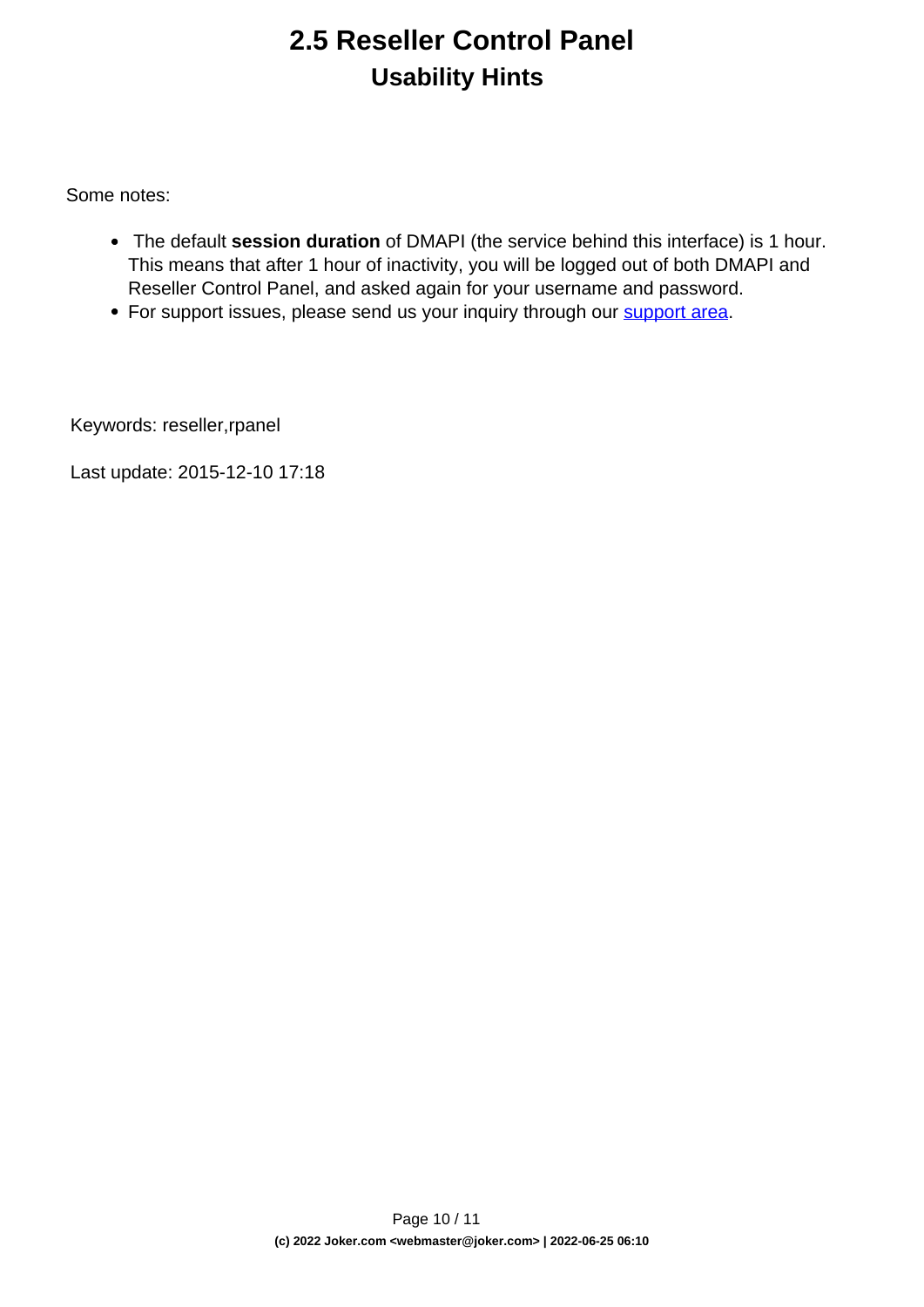# 2.5 Reseller Control Panel

## Usability Hints

Some notes:

- The default **session duration** of DMAPI (the service behind this interface) is 1 hour. This means that after 1 hour of inactivity, you will be logged out of both DMAPI and Reseller Control Panel, and asked again for your username and password.
- For support issues, please send us your inquiry through our support area.

Keywords: reseller,rpanel

Last update: 2015-12-10 17:18